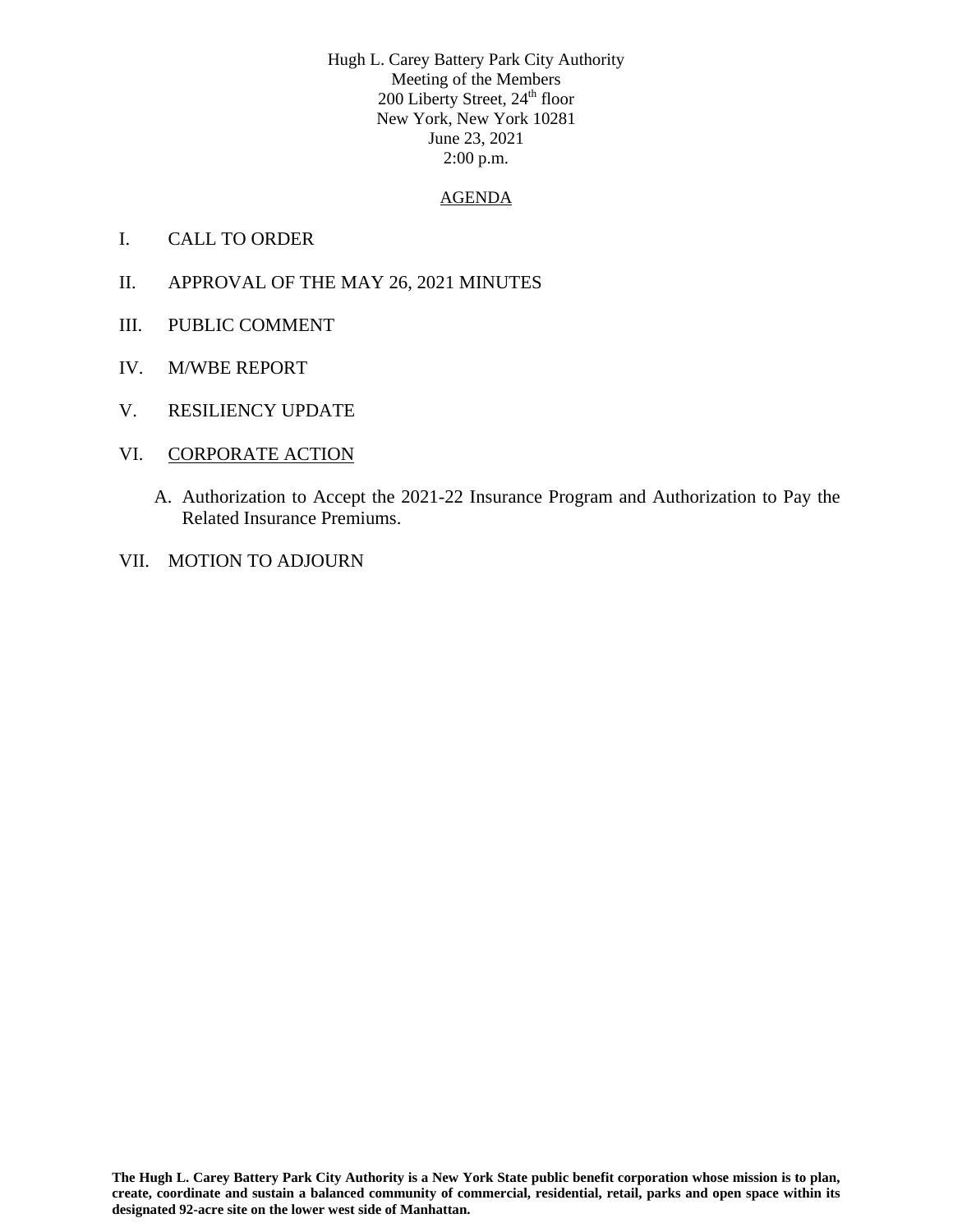Hugh L. Carey Battery Park City Authority
Meeting of the Members
200 Liberty Street, 24th floor
New York, New York 10281
June 23, 2021
2:00 p.m.

AGENDA

I. CALL TO ORDER

II. APPROVAL OF THE MAY 26, 2021 MINUTES

III. PUBLIC COMMENT

IV. M/WBE REPORT

V. RESILIENCY UPDATE

VI. CORPORATE ACTION

A. Authorization to Accept the 2021-22 Insurance Program and Authorization to Pay the Related Insurance Premiums.

VII. MOTION TO ADJOURN

**The Hugh L. Carey Battery Park City Authority is a New York State public benefit corporation whose mission is to plan, create, coordinate and sustain a balanced community of commercial, residential, retail, parks and open space within its designated 92-acre site on the lower west side of Manhattan.**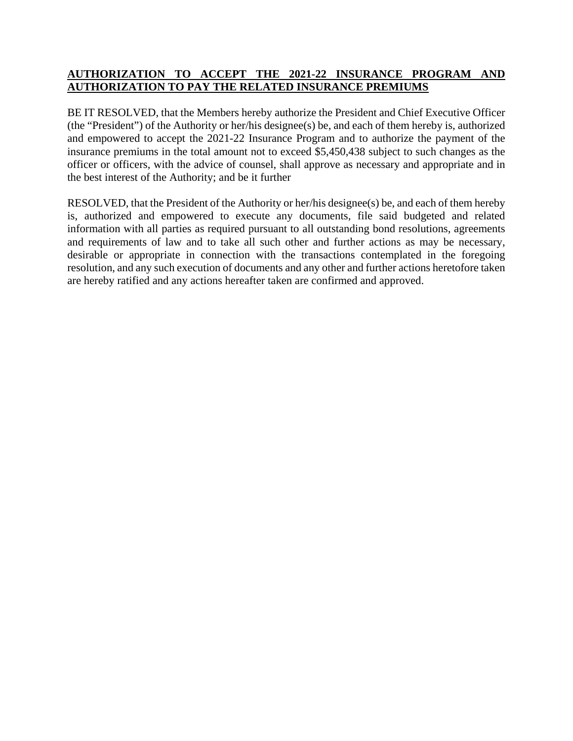**AUTHORIZATION TO ACCEPT THE 2021-22 INSURANCE PROGRAM AND AUTHORIZATION TO PAY THE RELATED INSURANCE PREMIUMS**

BE IT RESOLVED, that the Members hereby authorize the President and Chief Executive Officer (the "President") of the Authority or her/his designee(s) be, and each of them hereby is, authorized and empowered to accept the 2021-22 Insurance Program and to authorize the payment of the insurance premiums in the total amount not to exceed $5,450,438 subject to such changes as the officer or officers, with the advice of counsel, shall approve as necessary and appropriate and in the best interest of the Authority; and be it further

RESOLVED, that the President of the Authority or her/his designee(s) be, and each of them hereby is, authorized and empowered to execute any documents, file said budgeted and related information with all parties as required pursuant to all outstanding bond resolutions, agreements and requirements of law and to take all such other and further actions as may be necessary, desirable or appropriate in connection with the transactions contemplated in the foregoing resolution, and any such execution of documents and any other and further actions heretofore taken are hereby ratified and any actions hereafter taken are confirmed and approved.